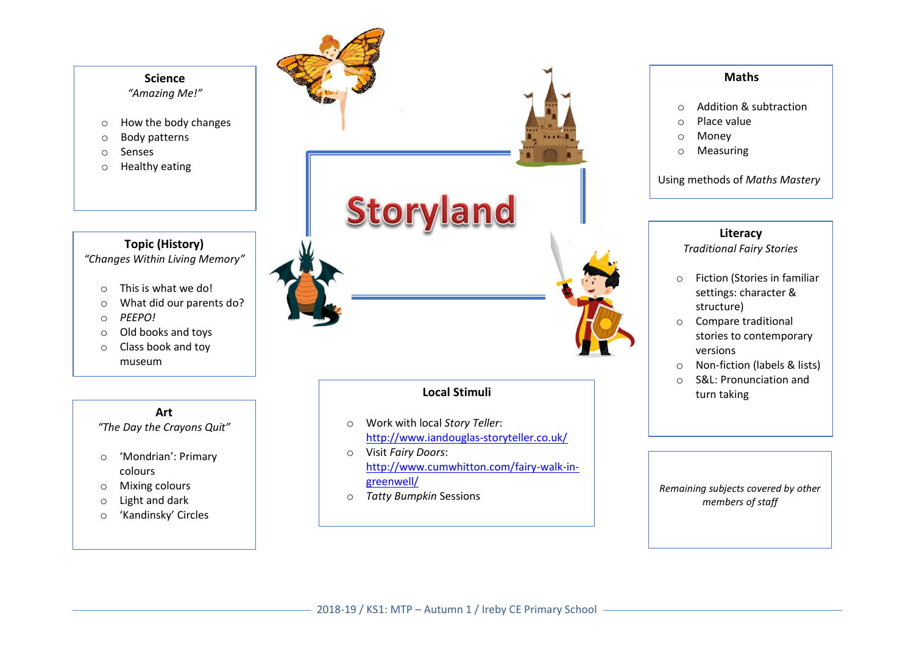# Storyland

## Science

*"Amazing Me!"*

- How the body changes
- Body patterns
- Senses
- Healthy eating

## Topic (History)

*"Changes Within Living Memory"*

- This is what we do!
- What did our parents do?
- *PEEPO!*
- Old books and toys
- Class book and toy museum

## Art

*"The Day the Crayons Quit"*

- 'Mondrian': Primary colours
- Mixing colours
- Light and dark
- 'Kandinsky' Circles

## Maths

- Addition & subtraction
- Place value
- Money
- Measuring

Using methods of *Maths Mastery*

## Literacy

*Traditional Fairy Stories*

- Fiction (Stories in familiar settings: character & structure)
- Compare traditional stories to contemporary versions
- Non-fiction (labels & lists)
- S&L: Pronunciation and turn taking

## Local Stimuli

- Work with local *Story Teller*: http://www.iandouglas-storyteller.co.uk/
- Visit *Fairy Doors*: http://www.cumwhitton.com/fairy-walk-in-greenwell/
- *Tatty Bumpkin* Sessions

*Remaining subjects covered by other members of staff*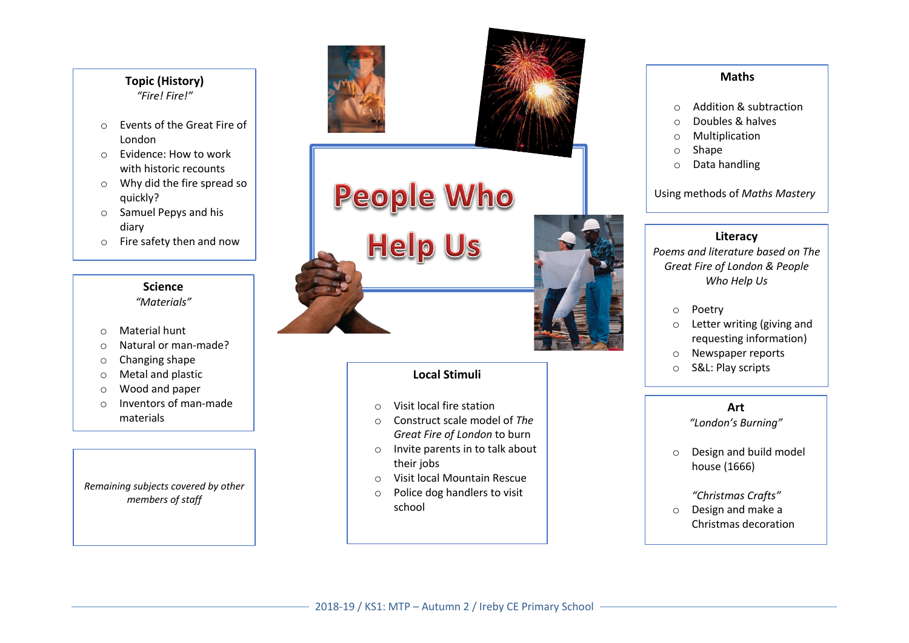# People Who Help Us

## Topic (History)

*"Fire! Fire!"*

- Events of the Great Fire of London
- Evidence: How to work with historic recounts
- Why did the fire spread so quickly?
- Samuel Pepys and his diary
- Fire safety then and now

## Science

*"Materials"*

- Material hunt
- Natural or man-made?
- Changing shape
- Metal and plastic
- Wood and paper
- Inventors of man-made materials

*Remaining subjects covered by other members of staff*

## Local Stimuli

- Visit local fire station
- Construct scale model of *The Great Fire of London* to burn
- Invite parents in to talk about their jobs
- Visit local Mountain Rescue
- Police dog handlers to visit school

## Maths

- Addition & subtraction
- Doubles & halves
- Multiplication
- Shape
- Data handling

Using methods of *Maths Mastery*

## Literacy

*Poems and literature based on The Great Fire of London & People Who Help Us*

- Poetry
- Letter writing (giving and requesting information)
- Newspaper reports
- S&L: Play scripts

## Art

*"London's Burning"*

- Design and build model house (1666)

*"Christmas Crafts"*

- Design and make a Christmas decoration